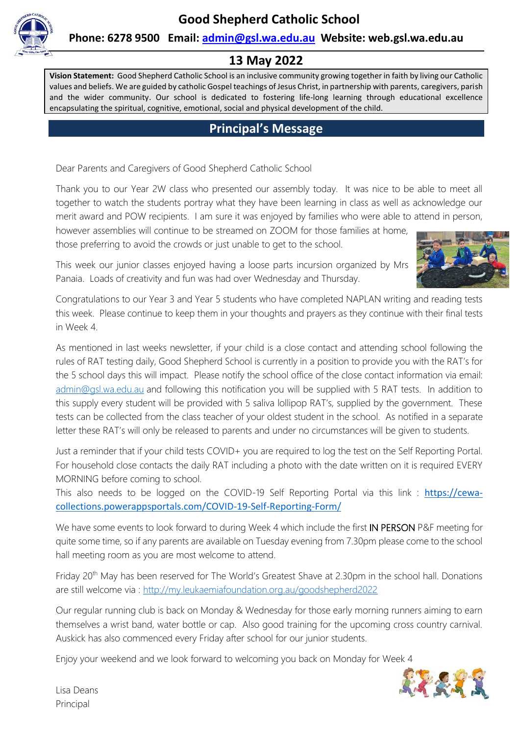# Good Shepherd Catholic School

**Phone: 6278 9500 Email: [admin@gsl.wa.edu.au](mailto:admin@gsl.wa.edu.au) Website: web.gsl.wa.edu.au**

## 13 May 2022

**Vision Statement:** Good Shepherd Catholic School is an inclusive community growing together in faith by living our Catholic values and beliefs. We are guided by catholic Gospel teachings of Jesus Christ, in partnership with parents, caregivers, parish and the wider community. Our school is dedicated to fostering life-long learning through educational excellence encapsulating the spiritual, cognitive, emotional, social and physical development of the child.

## Principal's Message

Dear Parents and Caregivers of Good Shepherd Catholic School

Thank you to our Year 2W class who presented our assembly today. It was nice to be able to meet all together to watch the students portray what they have been learning in class as well as acknowledge our merit award and POW recipients. I am sure it was enjoyed by families who were able to attend in person, however assemblies will continue to be streamed on ZOOM for those families at home, those preferring to avoid the crowds or just unable to get to the school.

This week our junior classes enjoyed having a loose parts incursion organized by Mrs Panaia. Loads of creativity and fun was had over Wednesday and Thursday.

Congratulations to our Year 3 and Year 5 students who have completed NAPLAN writing and reading tests this week. Please continue to keep them in your thoughts and prayers as they continue with their final tests in Week 4.

As mentioned in last weeks newsletter, if your child is a close contact and attending school following the rules of RAT testing daily, Good Shepherd School is currently in a position to provide you with the RAT's for the 5 school days this will impact. Please notify the school office of the close contact information via email: [admin@gsl.wa.edu.au](mailto:admin@gsl.wa.edu.au) and following this notification you will be supplied with 5 RAT tests. In addition to this supply every student will be provided with 5 saliva lollipop RAT's, supplied by the government. These tests can be collected from the class teacher of your oldest student in the school. As notified in a separate letter these RAT's will only be released to parents and under no circumstances will be given to students.

Just a reminder that if your child tests COVID+ you are required to log the test on the Self Reporting Portal. For household close contacts the daily RAT including a photo with the date written on it is required EVERY MORNING before coming to school.

This also needs to be logged on the COVID-19 Self Reporting Portal via this link : [https://cewa-collections.powerappsportals.com/COVID-19-Self-Reporting-Form/](https://cewa-collections.powerappsportals.com/COVID-19-Self-Reporting-Form/)

We have some events to look forward to during Week 4 which include the first IN PERSON P&F meeting for quite some time, so if any parents are available on Tuesday evening from 7.30pm please come to the school hall meeting room as you are most welcome to attend.

Friday 20th May has been reserved for The World's Greatest Shave at 2.30pm in the school hall. Donations are still welcome via : [http://my.leukaemiafoundation.org.au/goodshepherd2022](http://my.leukaemiafoundation.org.au/goodshepherd2022)

Our regular running club is back on Monday & Wednesday for those early morning runners aiming to earn themselves a wrist band, water bottle or cap. Also good training for the upcoming cross country carnival. Auskick has also commenced every Friday after school for our junior students.

Enjoy your weekend and we look forward to welcoming you back on Monday for Week 4

Lisa Deans
Principal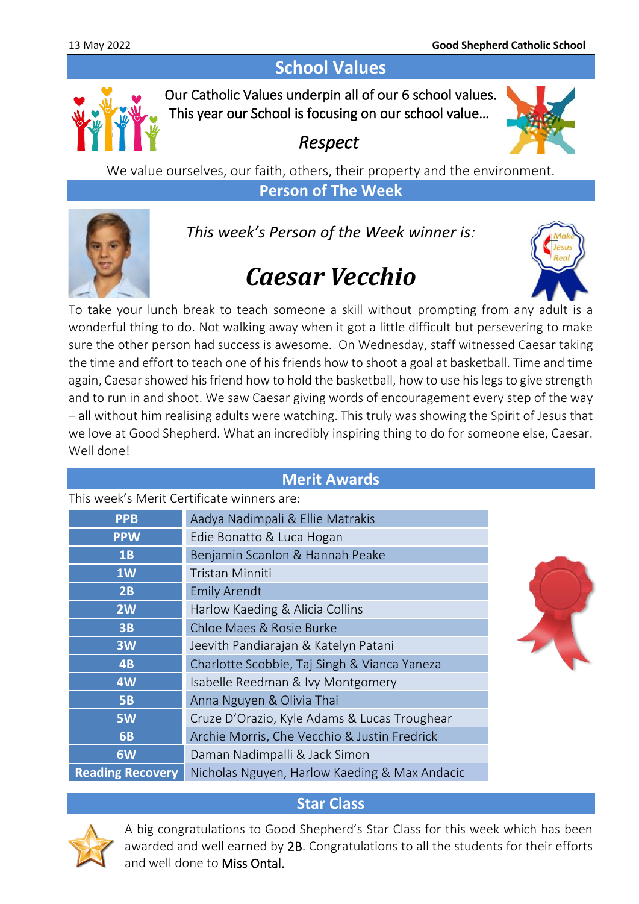## School Values

Our Catholic Values underpin all of our 6 school values.
This year our School is focusing on our school value…

*Respect*

We value ourselves, our faith, others, their property and the environment.

## Person of The Week

*This week's Person of the Week winner is:*

# *Caesar Vecchio*

To take your lunch break to teach someone a skill without prompting from any adult is a wonderful thing to do. Not walking away when it got a little difficult but persevering to make sure the other person had success is awesome. On Wednesday, staff witnessed Caesar taking the time and effort to teach one of his friends how to shoot a goal at basketball. Time and time again, Caesar showed his friend how to hold the basketball, how to use his legs to give strength and to run in and shoot. We saw Caesar giving words of encouragement every step of the way – all without him realising adults were watching. This truly was showing the Spirit of Jesus that we love at Good Shepherd. What an incredibly inspiring thing to do for someone else, Caesar. Well done!

## Merit Awards

This week's Merit Certificate winners are:

| Class | Winners |
|---|---|
| PPB | Aadya Nadimpali & Ellie Matrakis |
| PPW | Edie Bonatto & Luca Hogan |
| 1B | Benjamin Scanlon & Hannah Peake |
| 1W | Tristan Minniti |
| 2B | Emily Arendt |
| 2W | Harlow Kaeding & Alicia Collins |
| 3B | Chloe Maes & Rosie Burke |
| 3W | Jeevith Pandiarajan & Katelyn Patani |
| 4B | Charlotte Scobbie, Taj Singh & Vianca Yaneza |
| 4W | Isabelle Reedman & Ivy Montgomery |
| 5B | Anna Nguyen & Olivia Thai |
| 5W | Cruze D'Orazio, Kyle Adams & Lucas Troughear |
| 6B | Archie Morris, Che Vecchio & Justin Fredrick |
| 6W | Daman Nadimpalli & Jack Simon |
| Reading Recovery | Nicholas Nguyen, Harlow Kaeding & Max Andacic |

## Star Class

A big congratulations to Good Shepherd's Star Class for this week which has been awarded and well earned by 2B. Congratulations to all the students for their efforts and well done to Miss Ontal.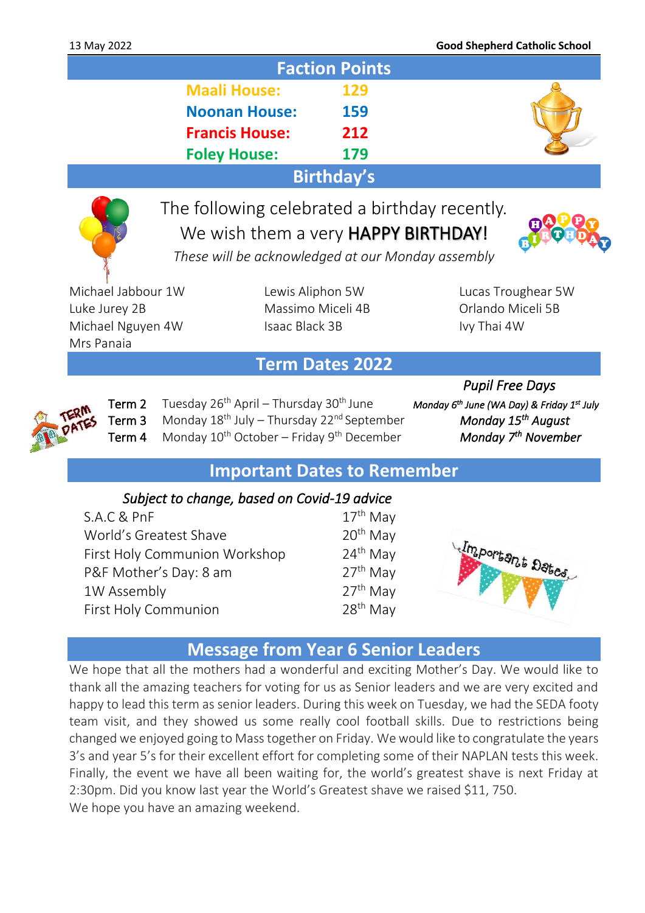## Faction Points

**Maali House:** **129**

**Noonan House:** **159**

**Francis House:** **212**

**Foley House:** **179**

## Birthday's

The following celebrated a birthday recently.

We wish them a very **HAPPY BIRTHDAY!**

*These will be acknowledged at our Monday assembly*

| | | |
|---|---|---|
| Michael Jabbour 1W | Lewis Aliphon 5W | Lucas Troughear 5W |
| Luke Jurey 2B | Massimo Miceli 4B | Orlando Miceli 5B |
| Michael Nguyen 4W | Isaac Black 3B | Ivy Thai 4W |
| Mrs Panaia | | |

## Term Dates 2022

| Term | Dates | *Pupil Free Days* |
|---|---|---|
| Term 2 | Tuesday 26th April – Thursday 30th June | *Monday 6th June (WA Day) & Friday 1st July* |
| Term 3 | Monday 18th July – Thursday 22nd September | *Monday 15th August* |
| Term 4 | Monday 10th October – Friday 9th December | *Monday 7th November* |

## Important Dates to Remember

*Subject to change, based on Covid-19 advice*

| Event | Date |
|---|---|
| S.A.C & PnF | 17th May |
| World's Greatest Shave | 20th May |
| First Holy Communion Workshop | 24th May |
| P&F Mother's Day: 8 am | 27th May |
| 1W Assembly | 27th May |
| First Holy Communion | 28th May |

## Message from Year 6 Senior Leaders

We hope that all the mothers had a wonderful and exciting Mother's Day. We would like to thank all the amazing teachers for voting for us as Senior leaders and we are very excited and happy to lead this term as senior leaders. During this week on Tuesday, we had the SEDA footy team visit, and they showed us some really cool football skills. Due to restrictions being changed we enjoyed going to Mass together on Friday. We would like to congratulate the years 3's and year 5's for their excellent effort for completing some of their NAPLAN tests this week. Finally, the event we have all been waiting for, the world's greatest shave is next Friday at 2:30pm. Did you know last year the World's Greatest shave we raised $11, 750.

We hope you have an amazing weekend.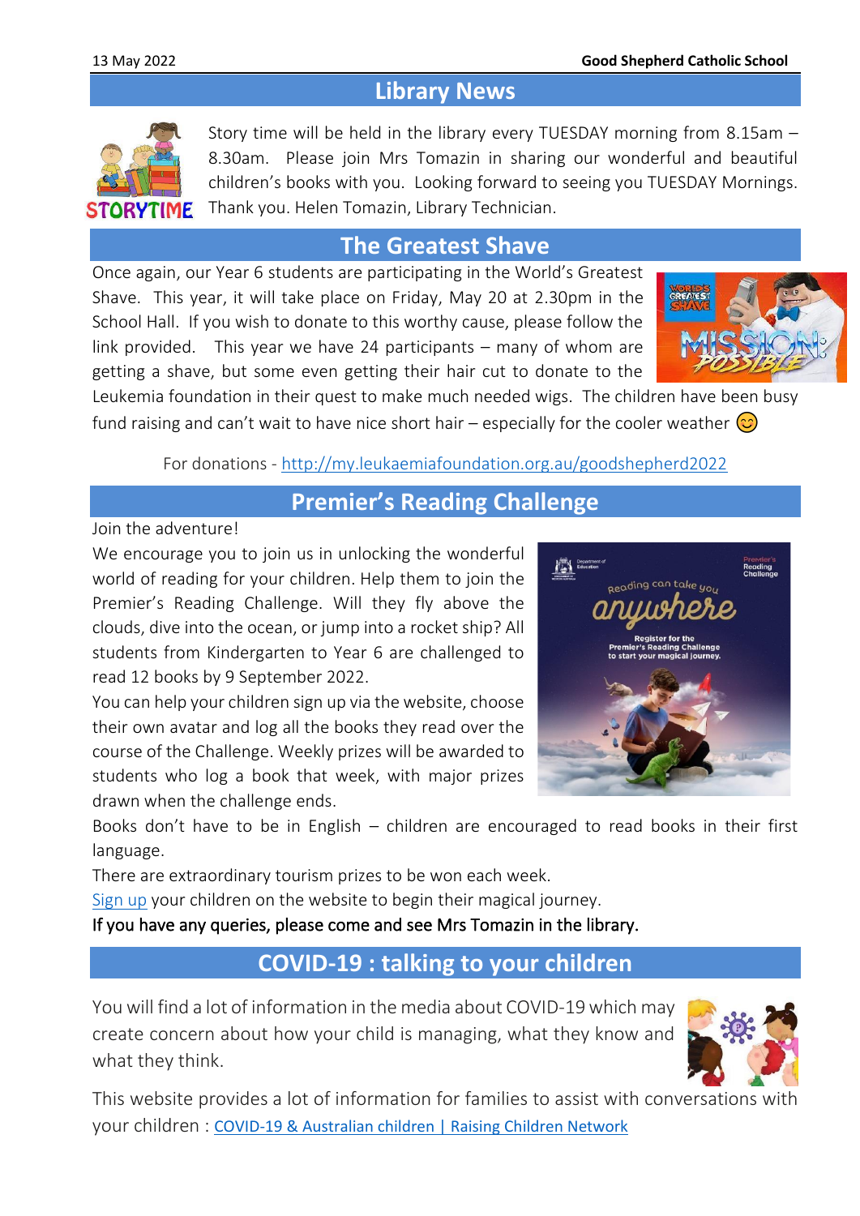## Library News

Story time will be held in the library every TUESDAY morning from 8.15am – 8.30am. Please join Mrs Tomazin in sharing our wonderful and beautiful children's books with you. Looking forward to seeing you TUESDAY Mornings. Thank you. Helen Tomazin, Library Technician.

## The Greatest Shave

Once again, our Year 6 students are participating in the World's Greatest Shave. This year, it will take place on Friday, May 20 at 2.30pm in the School Hall. If you wish to donate to this worthy cause, please follow the link provided. This year we have 24 participants – many of whom are getting a shave, but some even getting their hair cut to donate to the Leukemia foundation in their quest to make much needed wigs. The children have been busy fund raising and can't wait to have nice short hair – especially for the cooler weather 😊

For donations - http://my.leukaemiafoundation.org.au/goodshepherd2022

## Premier's Reading Challenge

Join the adventure!

We encourage you to join us in unlocking the wonderful world of reading for your children. Help them to join the Premier's Reading Challenge. Will they fly above the clouds, dive into the ocean, or jump into a rocket ship? All students from Kindergarten to Year 6 are challenged to read 12 books by 9 September 2022.

You can help your children sign up via the website, choose their own avatar and log all the books they read over the course of the Challenge. Weekly prizes will be awarded to students who log a book that week, with major prizes drawn when the challenge ends.

Books don't have to be in English – children are encouraged to read books in their first language.

There are extraordinary tourism prizes to be won each week.

Sign up your children on the website to begin their magical journey.

If you have any queries, please come and see Mrs Tomazin in the library.

## COVID-19 : talking to your children

You will find a lot of information in the media about COVID-19 which may create concern about how your child is managing, what they know and what they think.

This website provides a lot of information for families to assist with conversations with your children : COVID-19 & Australian children | Raising Children Network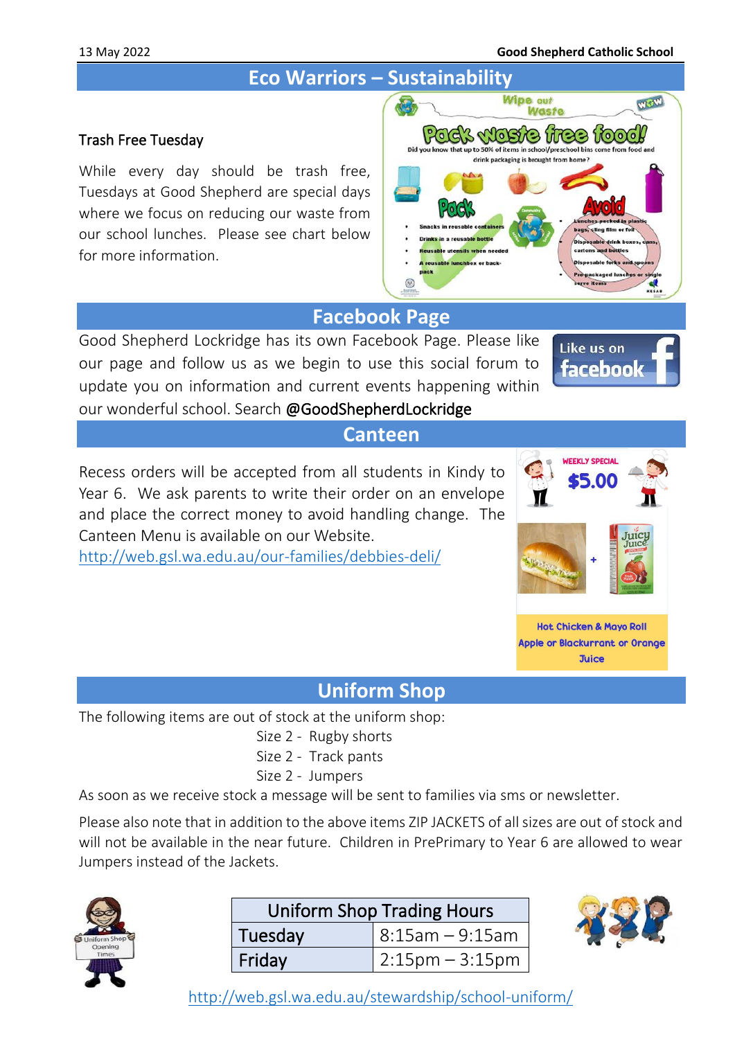## Eco Warriors – Sustainability

Trash Free Tuesday

While every day should be trash free, Tuesdays at Good Shepherd are special days where we focus on reducing our waste from our school lunches. Please see chart below for more information.

## Facebook Page

Good Shepherd Lockridge has its own Facebook Page. Please like our page and follow us as we begin to use this social forum to update you on information and current events happening within our wonderful school. Search @GoodShepherdLockridge

## Canteen

Recess orders will be accepted from all students in Kindy to Year 6. We ask parents to write their order on an envelope and place the correct money to avoid handling change. The Canteen Menu is available on our Website.

http://web.gsl.wa.edu.au/our-families/debbies-deli/

WEEKLY SPECIAL $5.00

Hot Chicken & Mayo Roll
Apple or Blackurrant or Orange Juice

## Uniform Shop

The following items are out of stock at the uniform shop:

Size 2 - Rugby shorts
Size 2 - Track pants
Size 2 - Jumpers

As soon as we receive stock a message will be sent to families via sms or newsletter.

Please also note that in addition to the above items ZIP JACKETS of all sizes are out of stock and will not be available in the near future. Children in PrePrimary to Year 6 are allowed to wear Jumpers instead of the Jackets.

| Uniform Shop Trading Hours | |
|---|---|
| Tuesday | 8:15am – 9:15am |
| Friday | 2:15pm – 3:15pm |

http://web.gsl.wa.edu.au/stewardship/school-uniform/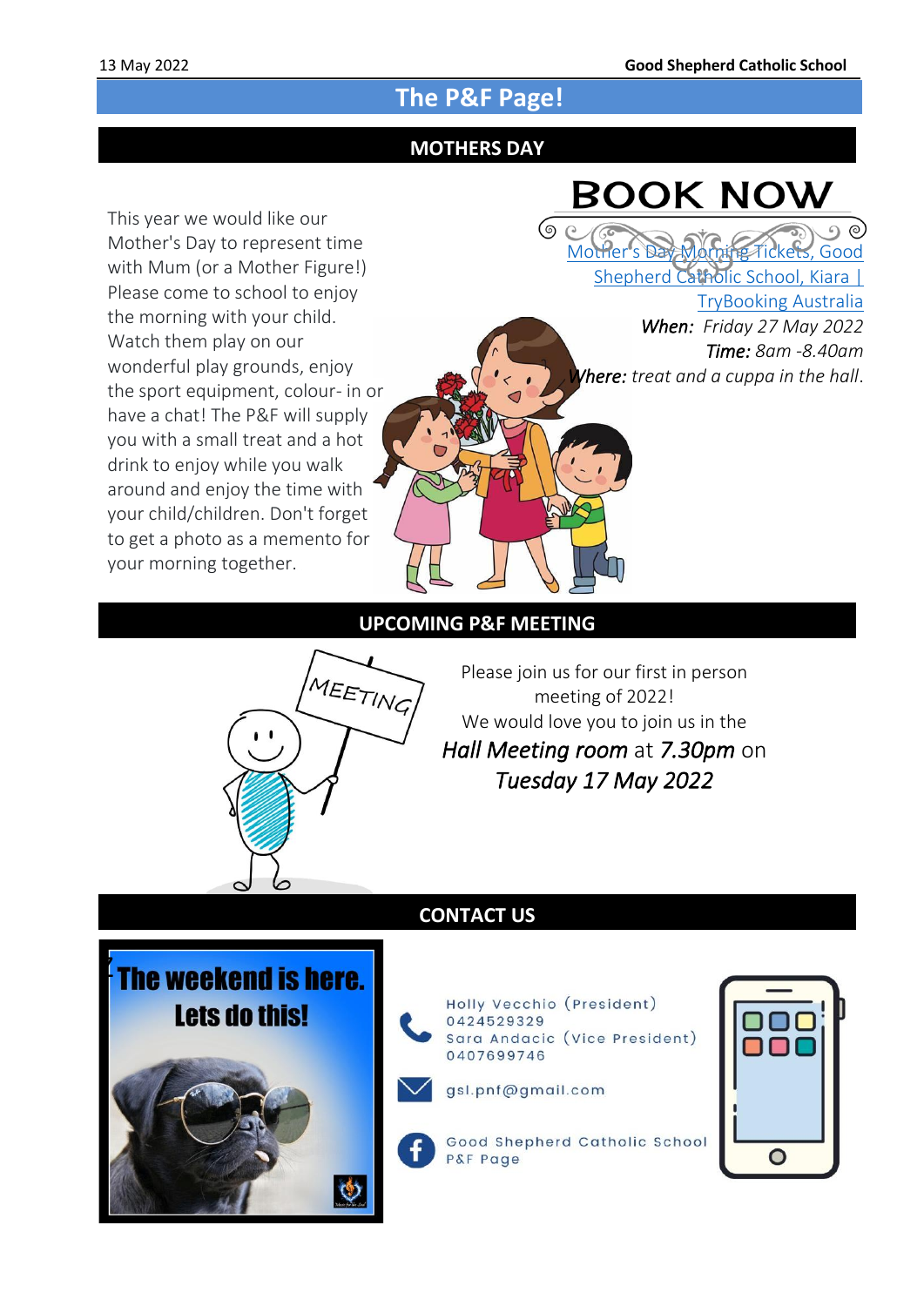# The P&F Page!

## MOTHERS DAY

This year we would like our Mother's Day to represent time with Mum (or a Mother Figure!) Please come to school to enjoy the morning with your child. Watch them play on our wonderful play grounds, enjoy the sport equipment, colour- in or have a chat! The P&F will supply you with a small treat and a hot drink to enjoy while you walk around and enjoy the time with your child/children. Don't forget to get a photo as a memento for your morning together.

**BOOK NOW**

[Mother's Day Morning Tickets, Good Shepherd Catholic School, Kiara | TryBooking Australia]

***When:*** *Friday 27 May 2022*

***Time:*** *8am -8.40am*

***Where:*** *treat and a cuppa in the hall.*

## UPCOMING P&F MEETING

Please join us for our first in person meeting of 2022!

We would love you to join us in the

*Hall Meeting room* at *7.30pm* on

*Tuesday 17 May 2022*

## CONTACT US

The weekend is here. Lets do this!

Holly Vecchio (President)
0424529329
Sara Andacic (Vice President)
0407699746

gsl.pnf@gmail.com

Good Shepherd Catholic School P&F Page